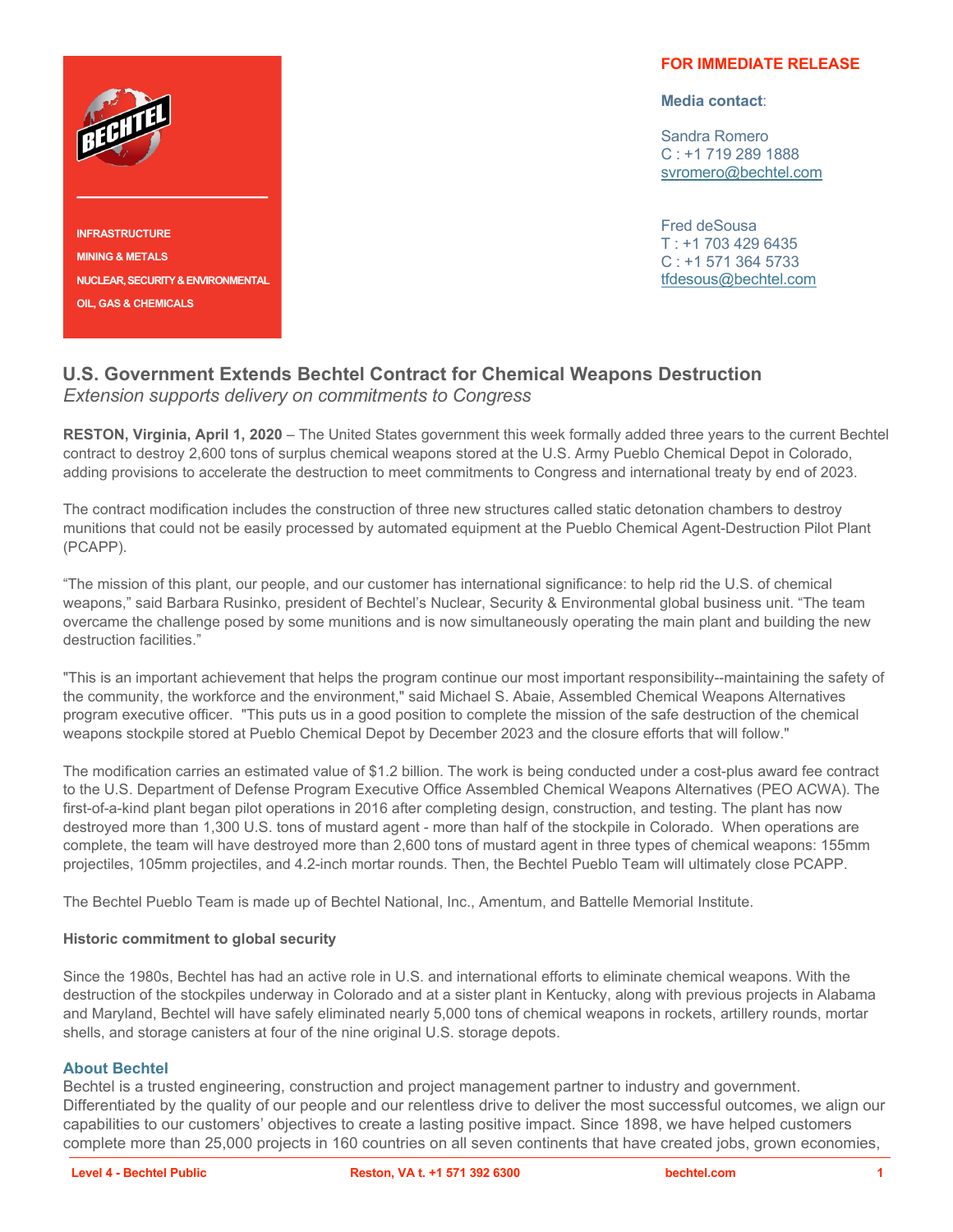INFRASTRUCTURE
MINING & METALS
NUCLEAR, SECURITY & ENVIRONMENTAL
OIL, GAS & CHEMICALS

**FOR IMMEDIATE RELEASE**

**Media contact**:

Sandra Romero
C : +1 719 289 1888
svromero@bechtel.com

Fred deSousa
T : +1 703 429 6435
C : +1 571 364 5733
tfdesous@bechtel.com

## U.S. Government Extends Bechtel Contract for Chemical Weapons Destruction

*Extension supports delivery on commitments to Congress*

**RESTON, Virginia, April 1, 2020** – The United States government this week formally added three years to the current Bechtel contract to destroy 2,600 tons of surplus chemical weapons stored at the U.S. Army Pueblo Chemical Depot in Colorado, adding provisions to accelerate the destruction to meet commitments to Congress and international treaty by end of 2023.

The contract modification includes the construction of three new structures called static detonation chambers to destroy munitions that could not be easily processed by automated equipment at the Pueblo Chemical Agent-Destruction Pilot Plant (PCAPP).

“The mission of this plant, our people, and our customer has international significance: to help rid the U.S. of chemical weapons,” said Barbara Rusinko, president of Bechtel’s Nuclear, Security & Environmental global business unit. “The team overcame the challenge posed by some munitions and is now simultaneously operating the main plant and building the new destruction facilities.”

"This is an important achievement that helps the program continue our most important responsibility--maintaining the safety of the community, the workforce and the environment," said Michael S. Abaie, Assembled Chemical Weapons Alternatives program executive officer. "This puts us in a good position to complete the mission of the safe destruction of the chemical weapons stockpile stored at Pueblo Chemical Depot by December 2023 and the closure efforts that will follow."

The modification carries an estimated value of $1.2 billion. The work is being conducted under a cost-plus award fee contract to the U.S. Department of Defense Program Executive Office Assembled Chemical Weapons Alternatives (PEO ACWA). The first-of-a-kind plant began pilot operations in 2016 after completing design, construction, and testing. The plant has now destroyed more than 1,300 U.S. tons of mustard agent - more than half of the stockpile in Colorado. When operations are complete, the team will have destroyed more than 2,600 tons of mustard agent in three types of chemical weapons: 155mm projectiles, 105mm projectiles, and 4.2-inch mortar rounds. Then, the Bechtel Pueblo Team will ultimately close PCAPP.

The Bechtel Pueblo Team is made up of Bechtel National, Inc., Amentum, and Battelle Memorial Institute.

**Historic commitment to global security**

Since the 1980s, Bechtel has had an active role in U.S. and international efforts to eliminate chemical weapons. With the destruction of the stockpiles underway in Colorado and at a sister plant in Kentucky, along with previous projects in Alabama and Maryland, Bechtel will have safely eliminated nearly 5,000 tons of chemical weapons in rockets, artillery rounds, mortar shells, and storage canisters at four of the nine original U.S. storage depots.

### About Bechtel

Bechtel is a trusted engineering, construction and project management partner to industry and government. Differentiated by the quality of our people and our relentless drive to deliver the most successful outcomes, we align our capabilities to our customers’ objectives to create a lasting positive impact. Since 1898, we have helped customers complete more than 25,000 projects in 160 countries on all seven continents that have created jobs, grown economies,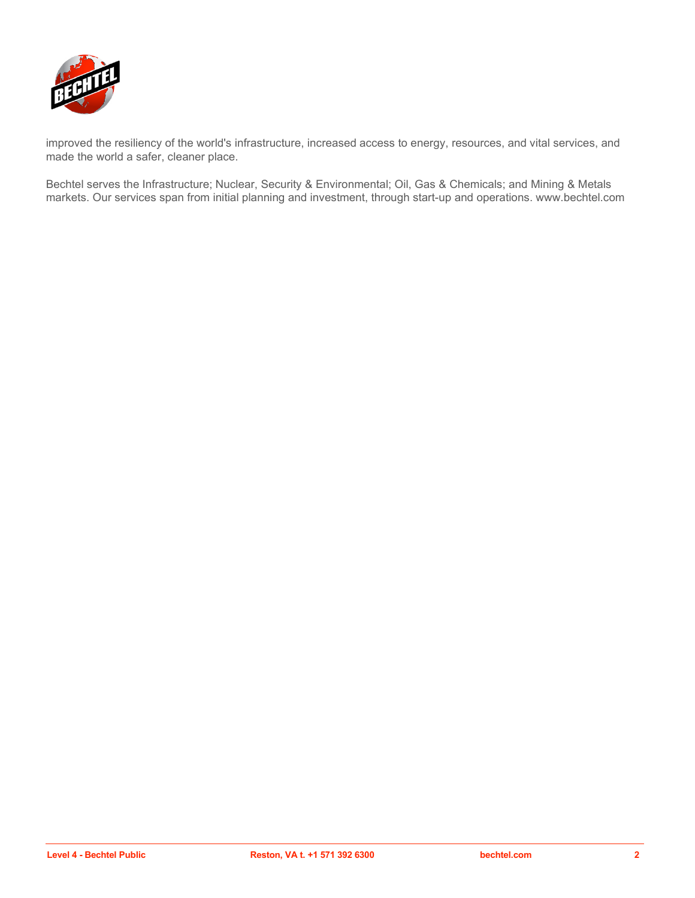improved the resiliency of the world's infrastructure, increased access to energy, resources, and vital services, and made the world a safer, cleaner place.

Bechtel serves the Infrastructure; Nuclear, Security & Environmental; Oil, Gas & Chemicals; and Mining & Metals markets. Our services span from initial planning and investment, through start-up and operations. www.bechtel.com